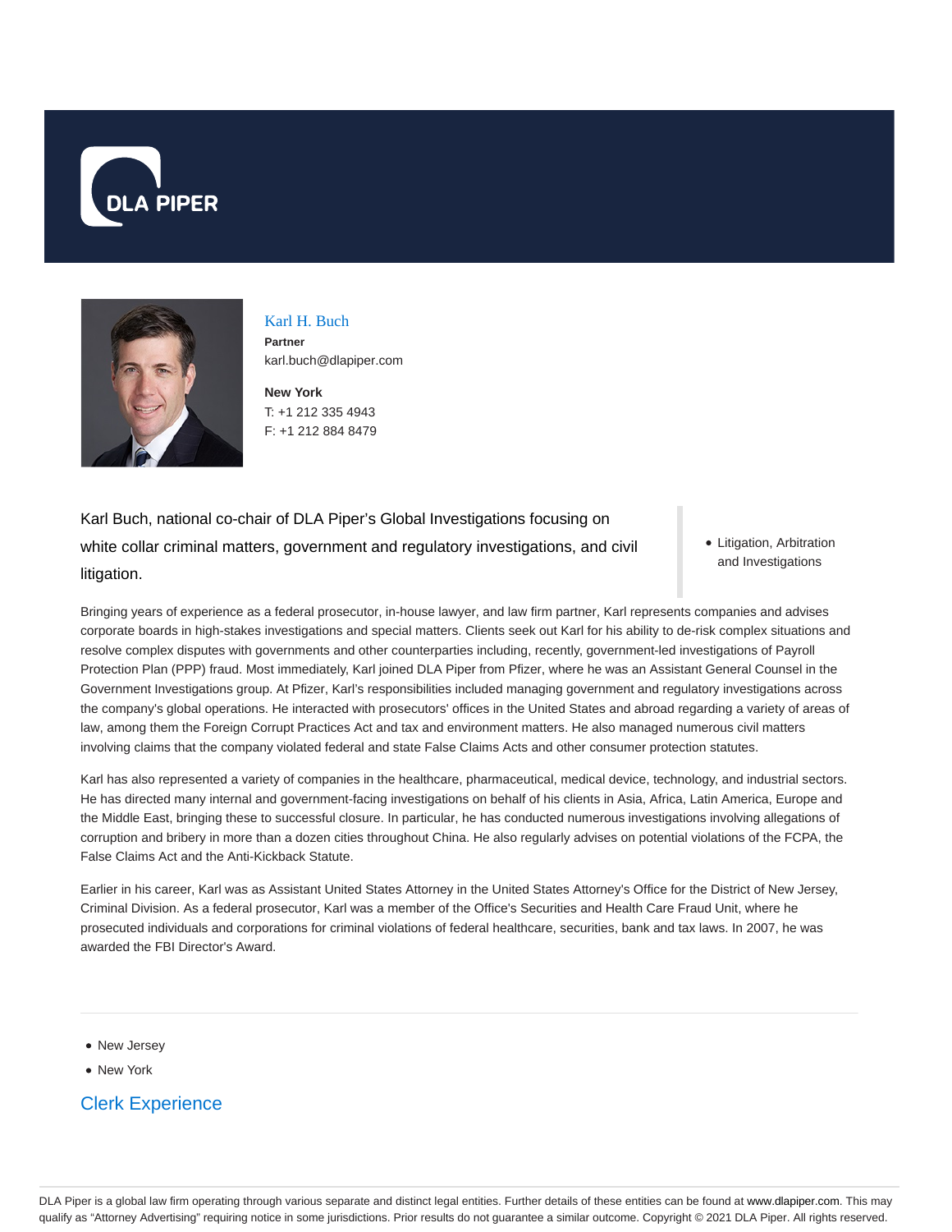DLA PIPER

# Karl H. Buch

**Partner**
karl.buch@dlapiper.com

**New York**
T: +1 212 335 4943
F: +1 212 884 8479

Karl Buch, national co-chair of DLA Piper's Global Investigations focusing on white collar criminal matters, government and regulatory investigations, and civil litigation.

- Litigation, Arbitration and Investigations

Bringing years of experience as a federal prosecutor, in-house lawyer, and law firm partner, Karl represents companies and advises corporate boards in high-stakes investigations and special matters. Clients seek out Karl for his ability to de-risk complex situations and resolve complex disputes with governments and other counterparties including, recently, government-led investigations of Payroll Protection Plan (PPP) fraud. Most immediately, Karl joined DLA Piper from Pfizer, where he was an Assistant General Counsel in the Government Investigations group. At Pfizer, Karl's responsibilities included managing government and regulatory investigations across the company's global operations. He interacted with prosecutors' offices in the United States and abroad regarding a variety of areas of law, among them the Foreign Corrupt Practices Act and tax and environment matters. He also managed numerous civil matters involving claims that the company violated federal and state False Claims Acts and other consumer protection statutes.

Karl has also represented a variety of companies in the healthcare, pharmaceutical, medical device, technology, and industrial sectors. He has directed many internal and government-facing investigations on behalf of his clients in Asia, Africa, Latin America, Europe and the Middle East, bringing these to successful closure. In particular, he has conducted numerous investigations involving allegations of corruption and bribery in more than a dozen cities throughout China. He also regularly advises on potential violations of the FCPA, the False Claims Act and the Anti-Kickback Statute.

Earlier in his career, Karl was as Assistant United States Attorney in the United States Attorney's Office for the District of New Jersey, Criminal Division. As a federal prosecutor, Karl was a member of the Office's Securities and Health Care Fraud Unit, where he prosecuted individuals and corporations for criminal violations of federal healthcare, securities, bank and tax laws. In 2007, he was awarded the FBI Director's Award.

---

- New Jersey
- New York

## Clerk Experience

DLA Piper is a global law firm operating through various separate and distinct legal entities. Further details of these entities can be found at www.dlapiper.com. This may qualify as "Attorney Advertising" requiring notice in some jurisdictions. Prior results do not guarantee a similar outcome. Copyright © 2021 DLA Piper. All rights reserved.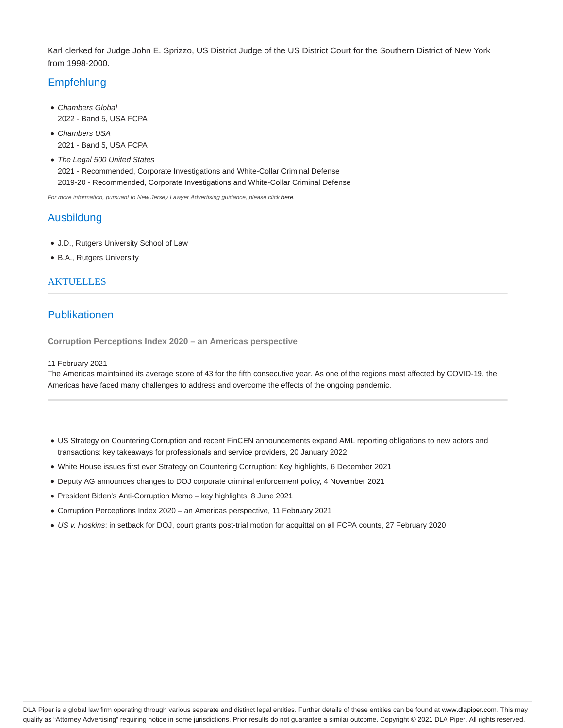Karl clerked for Judge John E. Sprizzo, US District Judge of the US District Court for the Southern District of New York from 1998-2000.

## Empfehlung

- *Chambers Global*
  2022 - Band 5, USA FCPA
- *Chambers USA*
  2021 - Band 5, USA FCPA
- *The Legal 500 United States*
  2021 - Recommended, Corporate Investigations and White-Collar Criminal Defense
  2019-20 - Recommended, Corporate Investigations and White-Collar Criminal Defense

*For more information, pursuant to New Jersey Lawyer Advertising guidance, please click here.*

## Ausbildung

- J.D., Rutgers University School of Law
- B.A., Rutgers University

## AKTUELLES

## Publikationen

**Corruption Perceptions Index 2020 – an Americas perspective**

11 February 2021
The Americas maintained its average score of 43 for the fifth consecutive year. As one of the regions most affected by COVID-19, the Americas have faced many challenges to address and overcome the effects of the ongoing pandemic.

- US Strategy on Countering Corruption and recent FinCEN announcements expand AML reporting obligations to new actors and transactions: key takeaways for professionals and service providers, 20 January 2022
- White House issues first ever Strategy on Countering Corruption: Key highlights, 6 December 2021
- Deputy AG announces changes to DOJ corporate criminal enforcement policy, 4 November 2021
- President Biden's Anti-Corruption Memo – key highlights, 8 June 2021
- Corruption Perceptions Index 2020 – an Americas perspective, 11 February 2021
- *US v. Hoskins*: in setback for DOJ, court grants post-trial motion for acquittal on all FCPA counts, 27 February 2020

DLA Piper is a global law firm operating through various separate and distinct legal entities. Further details of these entities can be found at www.dlapiper.com. This may qualify as "Attorney Advertising" requiring notice in some jurisdictions. Prior results do not guarantee a similar outcome. Copyright © 2021 DLA Piper. All rights reserved.